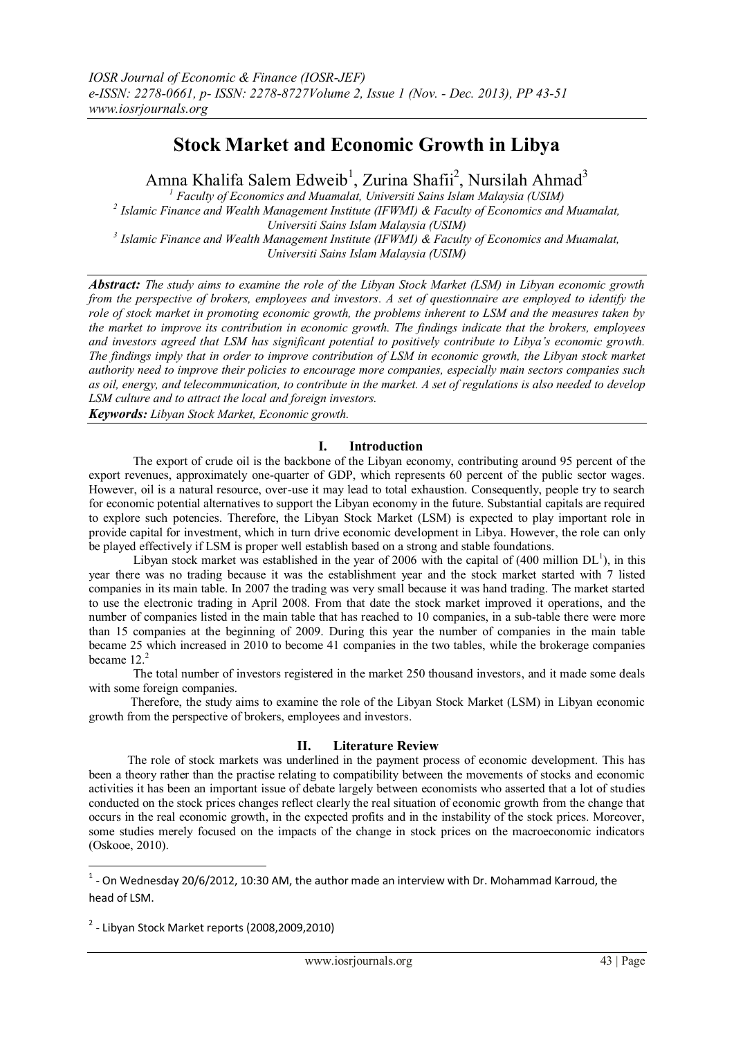# Stock Market and Economic Growth in Libya

Amna Khalifa Salem Edweib[1], Zurina Shafii[2], Nursilah Ahmad[3]

[1] Faculty of Economics and Muamalat, Universiti Sains Islam Malaysia (USIM)
[2] Islamic Finance and Wealth Management Institute (IFWMI) & Faculty of Economics and Muamalat, Universiti Sains Islam Malaysia (USIM)
[3] Islamic Finance and Wealth Management Institute (IFWMI) & Faculty of Economics and Muamalat, Universiti Sains Islam Malaysia (USIM)

***Abstract:*** *The study aims to examine the role of the Libyan Stock Market (LSM) in Libyan economic growth from the perspective of brokers, employees and investors. A set of questionnaire are employed to identify the role of stock market in promoting economic growth, the problems inherent to LSM and the measures taken by the market to improve its contribution in economic growth. The findings indicate that the brokers, employees and investors agreed that LSM has significant potential to positively contribute to Libya's economic growth. The findings imply that in order to improve contribution of LSM in economic growth, the Libyan stock market authority need to improve their policies to encourage more companies, especially main sectors companies such as oil, energy, and telecommunication, to contribute in the market. A set of regulations is also needed to develop LSM culture and to attract the local and foreign investors.*

***Keywords:*** *Libyan Stock Market, Economic growth.*

## I. Introduction

The export of crude oil is the backbone of the Libyan economy, contributing around 95 percent of the export revenues, approximately one-quarter of GDP, which represents 60 percent of the public sector wages. However, oil is a natural resource, over-use it may lead to total exhaustion. Consequently, people try to search for economic potential alternatives to support the Libyan economy in the future. Substantial capitals are required to explore such potencies. Therefore, the Libyan Stock Market (LSM) is expected to play important role in provide capital for investment, which in turn drive economic development in Libya. However, the role can only be played effectively if LSM is proper well establish based on a strong and stable foundations.

Libyan stock market was established in the year of 2006 with the capital of (400 million DL[1]), in this year there was no trading because it was the establishment year and the stock market started with 7 listed companies in its main table. In 2007 the trading was very small because it was hand trading. The market started to use the electronic trading in April 2008. From that date the stock market improved it operations, and the number of companies listed in the main table that has reached to 10 companies, in a sub-table there were more than 15 companies at the beginning of 2009. During this year the number of companies in the main table became 25 which increased in 2010 to become 41 companies in the two tables, while the brokerage companies became 12.[2]

The total number of investors registered in the market 250 thousand investors, and it made some deals with some foreign companies.

Therefore, the study aims to examine the role of the Libyan Stock Market (LSM) in Libyan economic growth from the perspective of brokers, employees and investors.

## II. Literature Review

The role of stock markets was underlined in the payment process of economic development. This has been a theory rather than the practise relating to compatibility between the movements of stocks and economic activities it has been an important issue of debate largely between economists who asserted that a lot of studies conducted on the stock prices changes reflect clearly the real situation of economic growth from the change that occurs in the real economic growth, in the expected profits and in the instability of the stock prices. Moreover, some studies merely focused on the impacts of the change in stock prices on the macroeconomic indicators (Oskooe, 2010).

---

[1] - On Wednesday 20/6/2012, 10:30 AM, the author made an interview with Dr. Mohammad Karroud, the head of LSM.

[2] - Libyan Stock Market reports (2008,2009,2010)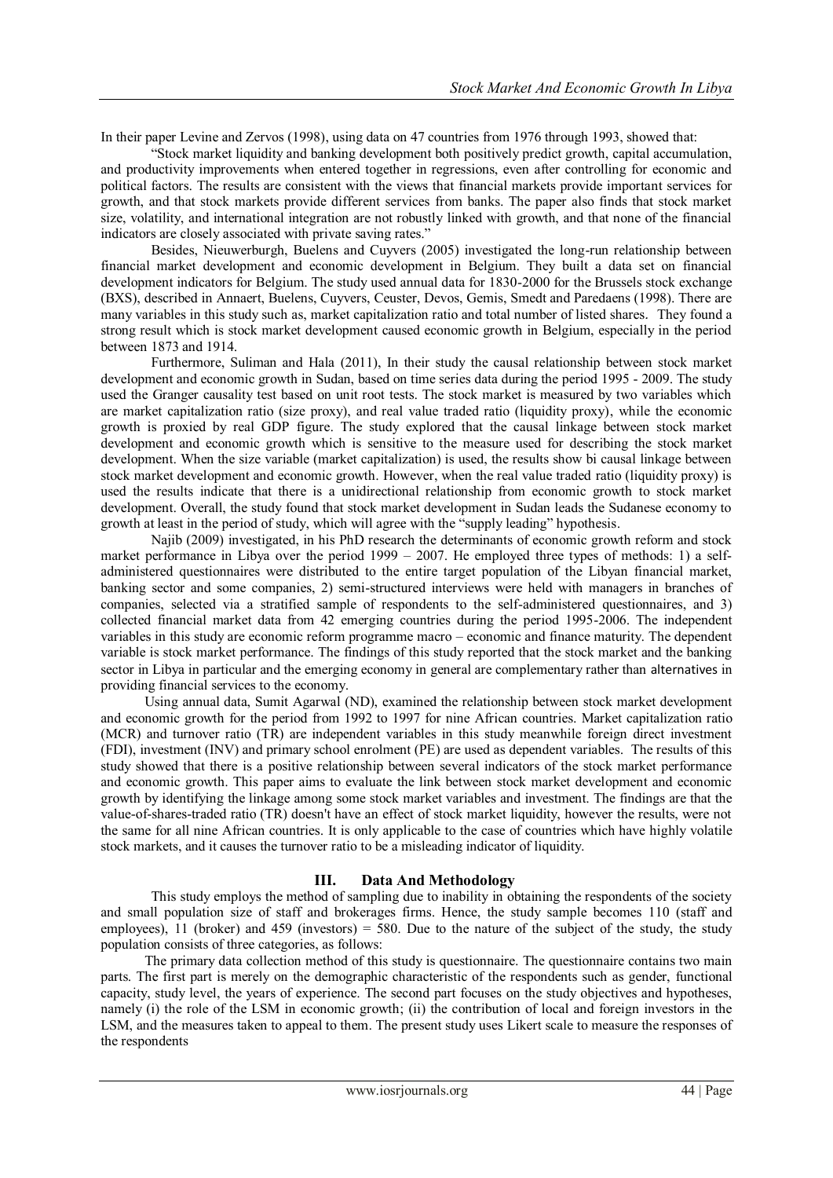In their paper Levine and Zervos (1998), using data on 47 countries from 1976 through 1993, showed that:

"Stock market liquidity and banking development both positively predict growth, capital accumulation, and productivity improvements when entered together in regressions, even after controlling for economic and political factors. The results are consistent with the views that financial markets provide important services for growth, and that stock markets provide different services from banks. The paper also finds that stock market size, volatility, and international integration are not robustly linked with growth, and that none of the financial indicators are closely associated with private saving rates."

Besides, Nieuwerburgh, Buelens and Cuyvers (2005) investigated the long-run relationship between financial market development and economic development in Belgium. They built a data set on financial development indicators for Belgium. The study used annual data for 1830-2000 for the Brussels stock exchange (BXS), described in Annaert, Buelens, Cuyvers, Ceuster, Devos, Gemis, Smedt and Paredaens (1998). There are many variables in this study such as, market capitalization ratio and total number of listed shares. They found a strong result which is stock market development caused economic growth in Belgium, especially in the period between 1873 and 1914.

Furthermore, Suliman and Hala (2011), In their study the causal relationship between stock market development and economic growth in Sudan, based on time series data during the period 1995 - 2009. The study used the Granger causality test based on unit root tests. The stock market is measured by two variables which are market capitalization ratio (size proxy), and real value traded ratio (liquidity proxy), while the economic growth is proxied by real GDP figure. The study explored that the causal linkage between stock market development and economic growth which is sensitive to the measure used for describing the stock market development. When the size variable (market capitalization) is used, the results show bi causal linkage between stock market development and economic growth. However, when the real value traded ratio (liquidity proxy) is used the results indicate that there is a unidirectional relationship from economic growth to stock market development. Overall, the study found that stock market development in Sudan leads the Sudanese economy to growth at least in the period of study, which will agree with the "supply leading" hypothesis.

Najib (2009) investigated, in his PhD research the determinants of economic growth reform and stock market performance in Libya over the period 1999 – 2007. He employed three types of methods: 1) a self-administered questionnaires were distributed to the entire target population of the Libyan financial market, banking sector and some companies, 2) semi-structured interviews were held with managers in branches of companies, selected via a stratified sample of respondents to the self-administered questionnaires, and 3) collected financial market data from 42 emerging countries during the period 1995-2006. The independent variables in this study are economic reform programme macro – economic and finance maturity. The dependent variable is stock market performance. The findings of this study reported that the stock market and the banking sector in Libya in particular and the emerging economy in general are complementary rather than alternatives in providing financial services to the economy.

Using annual data, Sumit Agarwal (ND), examined the relationship between stock market development and economic growth for the period from 1992 to 1997 for nine African countries. Market capitalization ratio (MCR) and turnover ratio (TR) are independent variables in this study meanwhile foreign direct investment (FDI), investment (INV) and primary school enrolment (PE) are used as dependent variables. The results of this study showed that there is a positive relationship between several indicators of the stock market performance and economic growth. This paper aims to evaluate the link between stock market development and economic growth by identifying the linkage among some stock market variables and investment. The findings are that the value-of-shares-traded ratio (TR) doesn't have an effect of stock market liquidity, however the results, were not the same for all nine African countries. It is only applicable to the case of countries which have highly volatile stock markets, and it causes the turnover ratio to be a misleading indicator of liquidity.

## III. Data And Methodology

This study employs the method of sampling due to inability in obtaining the respondents of the society and small population size of staff and brokerages firms. Hence, the study sample becomes 110 (staff and employees), 11 (broker) and 459 (investors) = 580. Due to the nature of the subject of the study, the study population consists of three categories, as follows:

The primary data collection method of this study is questionnaire. The questionnaire contains two main parts. The first part is merely on the demographic characteristic of the respondents such as gender, functional capacity, study level, the years of experience. The second part focuses on the study objectives and hypotheses, namely (i) the role of the LSM in economic growth; (ii) the contribution of local and foreign investors in the LSM, and the measures taken to appeal to them. The present study uses Likert scale to measure the responses of the respondents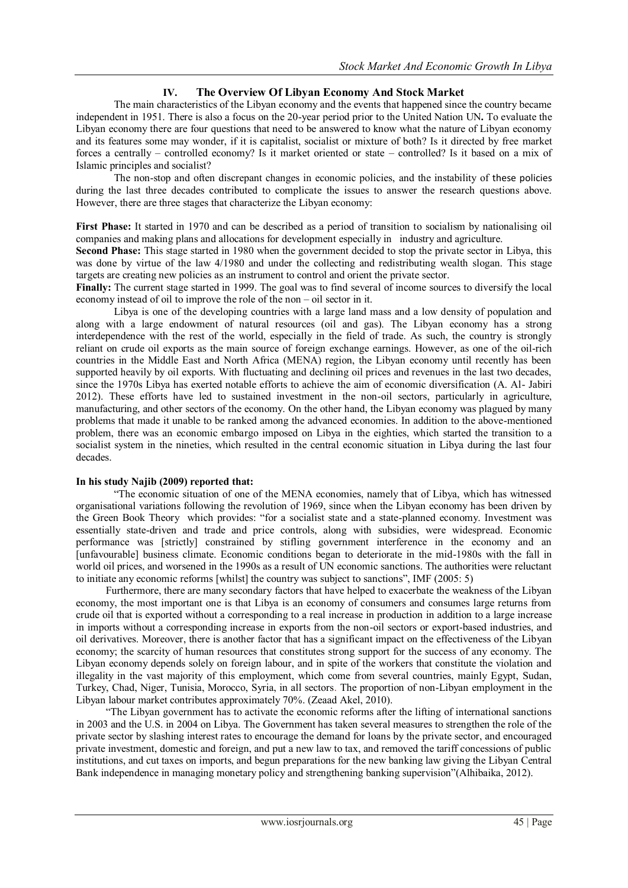## IV. The Overview Of Libyan Economy And Stock Market

The main characteristics of the Libyan economy and the events that happened since the country became independent in 1951. There is also a focus on the 20-year period prior to the United Nation UN**.** To evaluate the Libyan economy there are four questions that need to be answered to know what the nature of Libyan economy and its features some may wonder, if it is capitalist, socialist or mixture of both? Is it directed by free market forces a centrally – controlled economy? Is it market oriented or state – controlled? Is it based on a mix of Islamic principles and socialist?

The non-stop and often discrepant changes in economic policies, and the instability of these policies during the last three decades contributed to complicate the issues to answer the research questions above. However, there are three stages that characterize the Libyan economy:

**First Phase:** It started in 1970 and can be described as a period of transition to socialism by nationalising oil companies and making plans and allocations for development especially in industry and agriculture.

**Second Phase:** This stage started in 1980 when the government decided to stop the private sector in Libya, this was done by virtue of the law 4/1980 and under the collecting and redistributing wealth slogan. This stage targets are creating new policies as an instrument to control and orient the private sector.

**Finally:** The current stage started in 1999. The goal was to find several of income sources to diversify the local economy instead of oil to improve the role of the non – oil sector in it.

Libya is one of the developing countries with a large land mass and a low density of population and along with a large endowment of natural resources (oil and gas). The Libyan economy has a strong interdependence with the rest of the world, especially in the field of trade. As such, the country is strongly reliant on crude oil exports as the main source of foreign exchange earnings. However, as one of the oil-rich countries in the Middle East and North Africa (MENA) region, the Libyan economy until recently has been supported heavily by oil exports. With fluctuating and declining oil prices and revenues in the last two decades, since the 1970s Libya has exerted notable efforts to achieve the aim of economic diversification (A. Al- Jabiri 2012). These efforts have led to sustained investment in the non-oil sectors, particularly in agriculture, manufacturing, and other sectors of the economy. On the other hand, the Libyan economy was plagued by many problems that made it unable to be ranked among the advanced economies. In addition to the above-mentioned problem, there was an economic embargo imposed on Libya in the eighties, which started the transition to a socialist system in the nineties, which resulted in the central economic situation in Libya during the last four decades.

**In his study Najib (2009) reported that:**

"The economic situation of one of the MENA economies, namely that of Libya, which has witnessed organisational variations following the revolution of 1969, since when the Libyan economy has been driven by the Green Book Theory which provides: "for a socialist state and a state-planned economy. Investment was essentially state-driven and trade and price controls, along with subsidies, were widespread. Economic performance was [strictly] constrained by stifling government interference in the economy and an [unfavourable] business climate. Economic conditions began to deteriorate in the mid-1980s with the fall in world oil prices, and worsened in the 1990s as a result of UN economic sanctions. The authorities were reluctant to initiate any economic reforms [whilst] the country was subject to sanctions", IMF (2005: 5)

Furthermore, there are many secondary factors that have helped to exacerbate the weakness of the Libyan economy, the most important one is that Libya is an economy of consumers and consumes large returns from crude oil that is exported without a corresponding to a real increase in production in addition to a large increase in imports without a corresponding increase in exports from the non-oil sectors or export-based industries, and oil derivatives. Moreover, there is another factor that has a significant impact on the effectiveness of the Libyan economy; the scarcity of human resources that constitutes strong support for the success of any economy. The Libyan economy depends solely on foreign labour, and in spite of the workers that constitute the violation and illegality in the vast majority of this employment, which come from several countries, mainly Egypt, Sudan, Turkey, Chad, Niger, Tunisia, Morocco, Syria, in all sectors. The proportion of non-Libyan employment in the Libyan labour market contributes approximately 70%. (Zeaad Akel, 2010).

"The Libyan government has to activate the economic reforms after the lifting of international sanctions in 2003 and the U.S. in 2004 on Libya. The Government has taken several measures to strengthen the role of the private sector by slashing interest rates to encourage the demand for loans by the private sector, and encouraged private investment, domestic and foreign, and put a new law to tax, and removed the tariff concessions of public institutions, and cut taxes on imports, and begun preparations for the new banking law giving the Libyan Central Bank independence in managing monetary policy and strengthening banking supervision"(Alhibaika, 2012).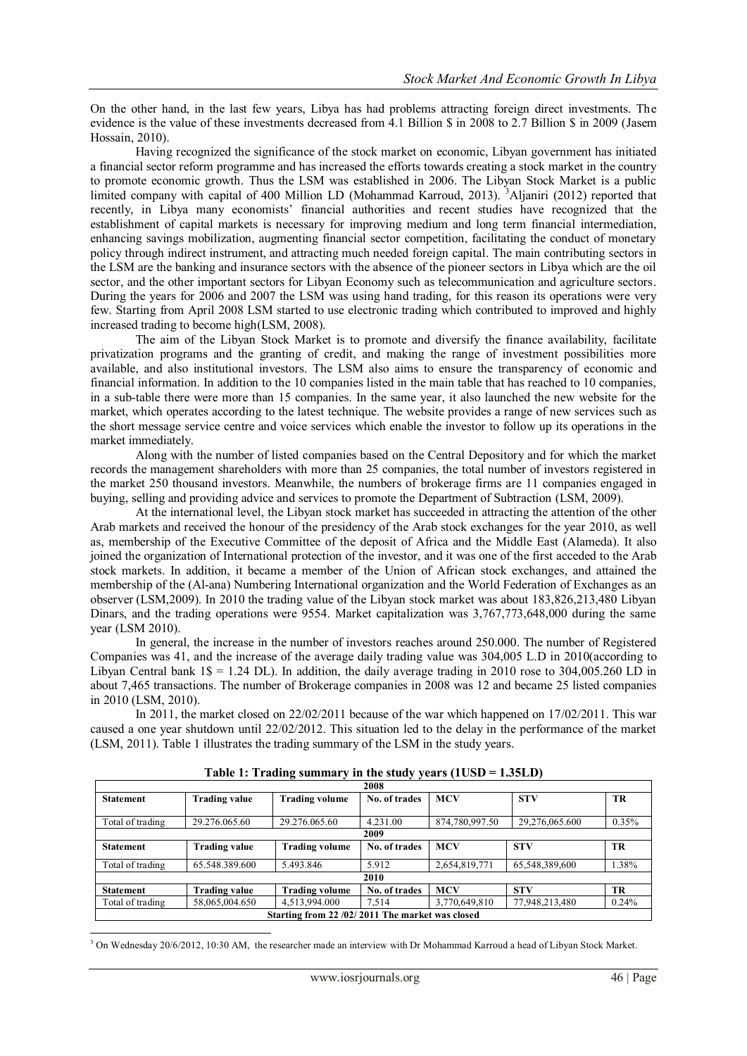On the other hand, in the last few years, Libya has had problems attracting foreign direct investments. The evidence is the value of these investments decreased from 4.1 Billion $ in 2008 to 2.7 Billion $ in 2009 (Jasem Hossain, 2010).

Having recognized the significance of the stock market on economic, Libyan government has initiated a financial sector reform programme and has increased the efforts towards creating a stock market in the country to promote economic growth. Thus the LSM was established in 2006. The Libyan Stock Market is a public limited company with capital of 400 Million LD (Mohammad Karroud, 2013). [3]Aljaniri (2012) reported that recently, in Libya many economists' financial authorities and recent studies have recognized that the establishment of capital markets is necessary for improving medium and long term financial intermediation, enhancing savings mobilization, augmenting financial sector competition, facilitating the conduct of monetary policy through indirect instrument, and attracting much needed foreign capital. The main contributing sectors in the LSM are the banking and insurance sectors with the absence of the pioneer sectors in Libya which are the oil sector, and the other important sectors for Libyan Economy such as telecommunication and agriculture sectors. During the years for 2006 and 2007 the LSM was using hand trading, for this reason its operations were very few. Starting from April 2008 LSM started to use electronic trading which contributed to improved and highly increased trading to become high(LSM, 2008).

The aim of the Libyan Stock Market is to promote and diversify the finance availability, facilitate privatization programs and the granting of credit, and making the range of investment possibilities more available, and also institutional investors. The LSM also aims to ensure the transparency of economic and financial information. In addition to the 10 companies listed in the main table that has reached to 10 companies, in a sub-table there were more than 15 companies. In the same year, it also launched the new website for the market, which operates according to the latest technique. The website provides a range of new services such as the short message service centre and voice services which enable the investor to follow up its operations in the market immediately.

Along with the number of listed companies based on the Central Depository and for which the market records the management shareholders with more than 25 companies, the total number of investors registered in the market 250 thousand investors. Meanwhile, the numbers of brokerage firms are 11 companies engaged in buying, selling and providing advice and services to promote the Department of Subtraction (LSM, 2009).

At the international level, the Libyan stock market has succeeded in attracting the attention of the other Arab markets and received the honour of the presidency of the Arab stock exchanges for the year 2010, as well as, membership of the Executive Committee of the deposit of Africa and the Middle East (Alameda). It also joined the organization of International protection of the investor, and it was one of the first acceded to the Arab stock markets. In addition, it became a member of the Union of African stock exchanges, and attained the membership of the (Al-ana) Numbering International organization and the World Federation of Exchanges as an observer (LSM,2009). In 2010 the trading value of the Libyan stock market was about 183,826,213,480 Libyan Dinars, and the trading operations were 9554. Market capitalization was 3,767,773,648,000 during the same year (LSM 2010).

In general, the increase in the number of investors reaches around 250.000. The number of Registered Companies was 41, and the increase of the average daily trading value was 304,005 L.D in 2010(according to Libyan Central bank 1$ = 1.24 DL). In addition, the daily average trading in 2010 rose to 304,005.260 LD in about 7,465 transactions. The number of Brokerage companies in 2008 was 12 and became 25 listed companies in 2010 (LSM, 2010).

In 2011, the market closed on 22/02/2011 because of the war which happened on 17/02/2011. This war caused a one year shutdown until 22/02/2012. This situation led to the delay in the performance of the market (LSM, 2011). Table 1 illustrates the trading summary of the LSM in the study years.

**Table 1: Trading summary in the study years (1USD = 1.35LD)**

| 2008 | | | | | | |
|---|---|---|---|---|---|---|
| **Statement** | **Trading value** | **Trading volume** | **No. of trades** | **MCV** | **STV** | **TR** |
| Total of trading | 29.276.065.60 | 29.276.065.60 | 4.231.00 | 874,780,997.50 | 29,276,065.600 | 0.35% |
| **2009** | | | | | | |
| **Statement** | **Trading value** | **Trading volume** | **No. of trades** | **MCV** | **STV** | **TR** |
| Total of trading | 65.548.389.600 | 5.493.846 | 5.912 | 2,654,819,771 | 65,548,389,600 | 1.38% |
| **2010** | | | | | | |
| **Statement** | **Trading value** | **Trading volume** | **No. of trades** | **MCV** | **STV** | **TR** |
| Total of trading | 58,065,004.650 | 4,513,994.000 | 7,514 | 3,770,649,810 | 77,948,213,480 | 0.24% |
| **Starting from 22 /02/ 2011 The market was closed** | | | | | | |

[3] On Wednesday 20/6/2012, 10:30 AM, the researcher made an interview with Dr Mohammad Karroud a head of Libyan Stock Market.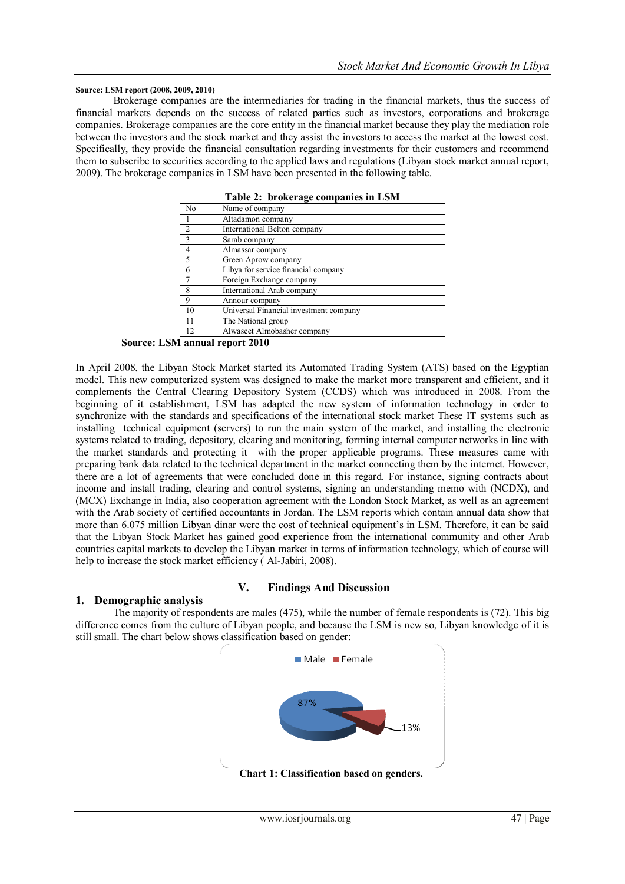**Source: LSM report (2008, 2009, 2010)**

Brokerage companies are the intermediaries for trading in the financial markets, thus the success of financial markets depends on the success of related parties such as investors, corporations and brokerage companies. Brokerage companies are the core entity in the financial market because they play the mediation role between the investors and the stock market and they assist the investors to access the market at the lowest cost. Specifically, they provide the financial consultation regarding investments for their customers and recommend them to subscribe to securities according to the applied laws and regulations (Libyan stock market annual report, 2009). The brokerage companies in LSM have been presented in the following table.

**Table 2: brokerage companies in LSM**

| No | Name of company |
|---|---|
| 1 | Altadamon company |
| 2 | International Belton company |
| 3 | Sarab company |
| 4 | Almassar company |
| 5 | Green Aprow company |
| 6 | Libya for service financial company |
| 7 | Foreign Exchange company |
| 8 | International Arab company |
| 9 | Annour company |
| 10 | Universal Financial investment company |
| 11 | The National group |
| 12 | Alwaseet Almobasher company |

**Source: LSM annual report 2010**

In April 2008, the Libyan Stock Market started its Automated Trading System (ATS) based on the Egyptian model. This new computerized system was designed to make the market more transparent and efficient, and it complements the Central Clearing Depository System (CCDS) which was introduced in 2008. From the beginning of it establishment, LSM has adapted the new system of information technology in order to synchronize with the standards and specifications of the international stock market These IT systems such as installing technical equipment (servers) to run the main system of the market, and installing the electronic systems related to trading, depository, clearing and monitoring, forming internal computer networks in line with the market standards and protecting it with the proper applicable programs. These measures came with preparing bank data related to the technical department in the market connecting them by the internet. However, there are a lot of agreements that were concluded done in this regard. For instance, signing contracts about income and install trading, clearing and control systems, signing an understanding memo with (NCDX), and (MCX) Exchange in India, also cooperation agreement with the London Stock Market, as well as an agreement with the Arab society of certified accountants in Jordan. The LSM reports which contain annual data show that more than 6.075 million Libyan dinar were the cost of technical equipment's in LSM. Therefore, it can be said that the Libyan Stock Market has gained good experience from the international community and other Arab countries capital markets to develop the Libyan market in terms of information technology, which of course will help to increase the stock market efficiency ( Al-Jabiri, 2008).

## V. Findings And Discussion

### 1. Demographic analysis

The majority of respondents are males (475), while the number of female respondents is (72). This big difference comes from the culture of Libyan people, and because the LSM is new so, Libyan knowledge of it is still small. The chart below shows classification based on gender:

Male: 87%, Female: 13%

**Chart 1: Classification based on genders.**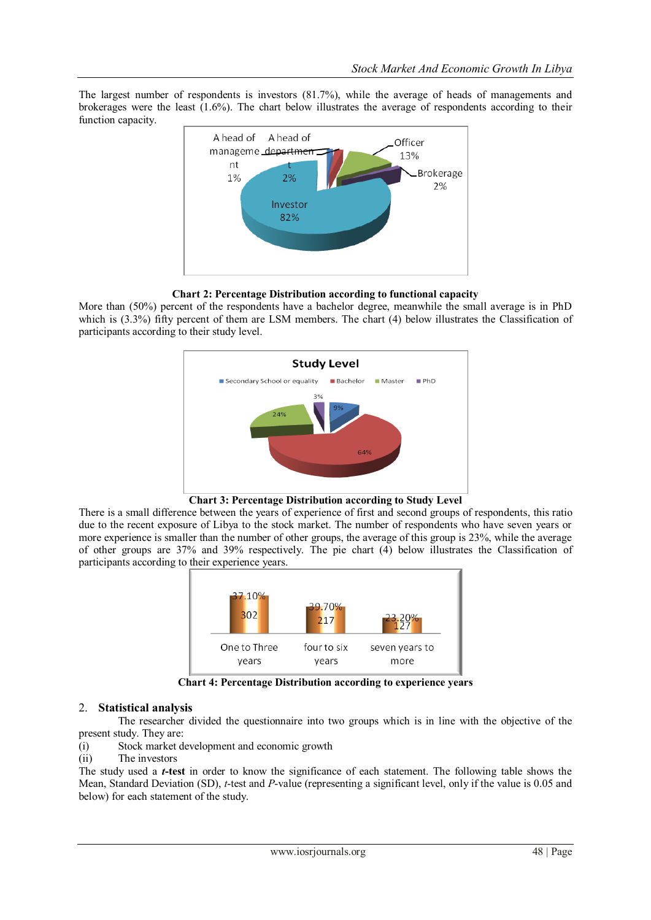The largest number of respondents is investors (81.7%), while the average of heads of managements and brokerages were the least (1.6%). The chart below illustrates the average of respondents according to their function capacity.

**Chart 2: Percentage Distribution according to functional capacity**

More than (50%) percent of the respondents have a bachelor degree, meanwhile the small average is in PhD which is (3.3%) fifty percent of them are LSM members. The chart (4) below illustrates the Classification of participants according to their study level.

**Chart 3: Percentage Distribution according to Study Level**

There is a small difference between the years of experience of first and second groups of respondents, this ratio due to the recent exposure of Libya to the stock market. The number of respondents who have seven years or more experience is smaller than the number of other groups, the average of this group is 23%, while the average of other groups are 37% and 39% respectively. The pie chart (4) below illustrates the Classification of participants according to their experience years.

**Chart 4: Percentage Distribution according to experience years**

## 2. Statistical analysis

The researcher divided the questionnaire into two groups which is in line with the objective of the present study. They are:

(i) Stock market development and economic growth

(ii) The investors

The study used a ***t*-test** in order to know the significance of each statement. The following table shows the Mean, Standard Deviation (SD), *t*-test and *P*-value (representing a significant level, only if the value is 0.05 and below) for each statement of the study.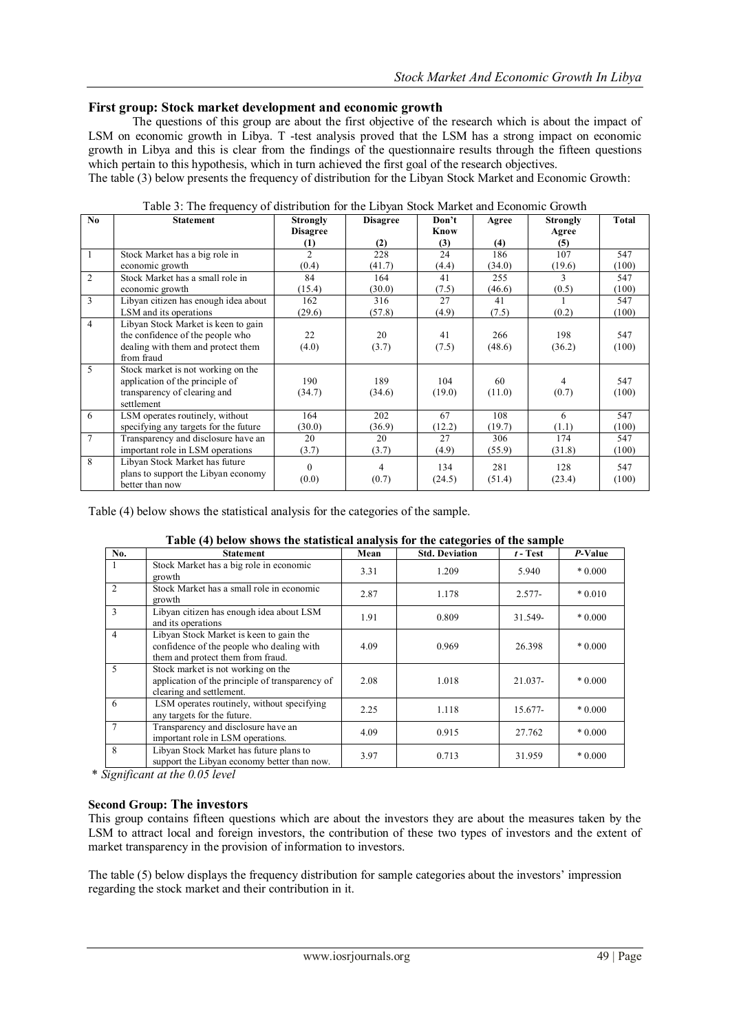## First group: Stock market development and economic growth

The questions of this group are about the first objective of the research which is about the impact of LSM on economic growth in Libya. T -test analysis proved that the LSM has a strong impact on economic growth in Libya and this is clear from the findings of the questionnaire results through the fifteen questions which pertain to this hypothesis, which in turn achieved the first goal of the research objectives.

The table (3) below presents the frequency of distribution for the Libyan Stock Market and Economic Growth:

Table 3: The frequency of distribution for the Libyan Stock Market and Economic Growth

| No | Statement | Strongly Disagree (1) | Disagree (2) | Don't Know (3) | Agree (4) | Strongly Agree (5) | Total |
|---|---|---|---|---|---|---|---|
| 1 | Stock Market has a big role in economic growth | 2 (0.4) | 228 (41.7) | 24 (4.4) | 186 (34.0) | 107 (19.6) | 547 (100) |
| 2 | Stock Market has a small role in economic growth | 84 (15.4) | 164 (30.0) | 41 (7.5) | 255 (46.6) | 3 (0.5) | 547 (100) |
| 3 | Libyan citizen has enough idea about LSM and its operations | 162 (29.6) | 316 (57.8) | 27 (4.9) | 41 (7.5) | 1 (0.2) | 547 (100) |
| 4 | Libyan Stock Market is keen to gain the confidence of the people who dealing with them and protect them from fraud | 22 (4.0) | 20 (3.7) | 41 (7.5) | 266 (48.6) | 198 (36.2) | 547 (100) |
| 5 | Stock market is not working on the application of the principle of transparency of clearing and settlement | 190 (34.7) | 189 (34.6) | 104 (19.0) | 60 (11.0) | 4 (0.7) | 547 (100) |
| 6 | LSM operates routinely, without specifying any targets for the future | 164 (30.0) | 202 (36.9) | 67 (12.2) | 108 (19.7) | 6 (1.1) | 547 (100) |
| 7 | Transparency and disclosure have an important role in LSM operations | 20 (3.7) | 20 (3.7) | 27 (4.9) | 306 (55.9) | 174 (31.8) | 547 (100) |
| 8 | Libyan Stock Market has future plans to support the Libyan economy better than now | 0 (0.0) | 4 (0.7) | 134 (24.5) | 281 (51.4) | 128 (23.4) | 547 (100) |

Table (4) below shows the statistical analysis for the categories of the sample.

**Table (4) below shows the statistical analysis for the categories of the sample**

| No. | Statement | Mean | Std. Deviation | *t* - Test | *P*-Value |
|---|---|---|---|---|---|
| 1 | Stock Market has a big role in economic growth | 3.31 | 1.209 | 5.940 | * 0.000 |
| 2 | Stock Market has a small role in economic growth | 2.87 | 1.178 | 2.577- | * 0.010 |
| 3 | Libyan citizen has enough idea about LSM and its operations | 1.91 | 0.809 | 31.549- | * 0.000 |
| 4 | Libyan Stock Market is keen to gain the confidence of the people who dealing with them and protect them from fraud. | 4.09 | 0.969 | 26.398 | * 0.000 |
| 5 | Stock market is not working on the application of the principle of transparency of clearing and settlement. | 2.08 | 1.018 | 21.037- | * 0.000 |
| 6 | LSM operates routinely, without specifying any targets for the future. | 2.25 | 1.118 | 15.677- | * 0.000 |
| 7 | Transparency and disclosure have an important role in LSM operations. | 4.09 | 0.915 | 27.762 | * 0.000 |
| 8 | Libyan Stock Market has future plans to support the Libyan economy better than now. | 3.97 | 0.713 | 31.959 | * 0.000 |

*\* Significant at the 0.05 level*

## Second Group: The investors

This group contains fifteen questions which are about the investors they are about the measures taken by the LSM to attract local and foreign investors, the contribution of these two types of investors and the extent of market transparency in the provision of information to investors.

The table (5) below displays the frequency distribution for sample categories about the investors' impression regarding the stock market and their contribution in it.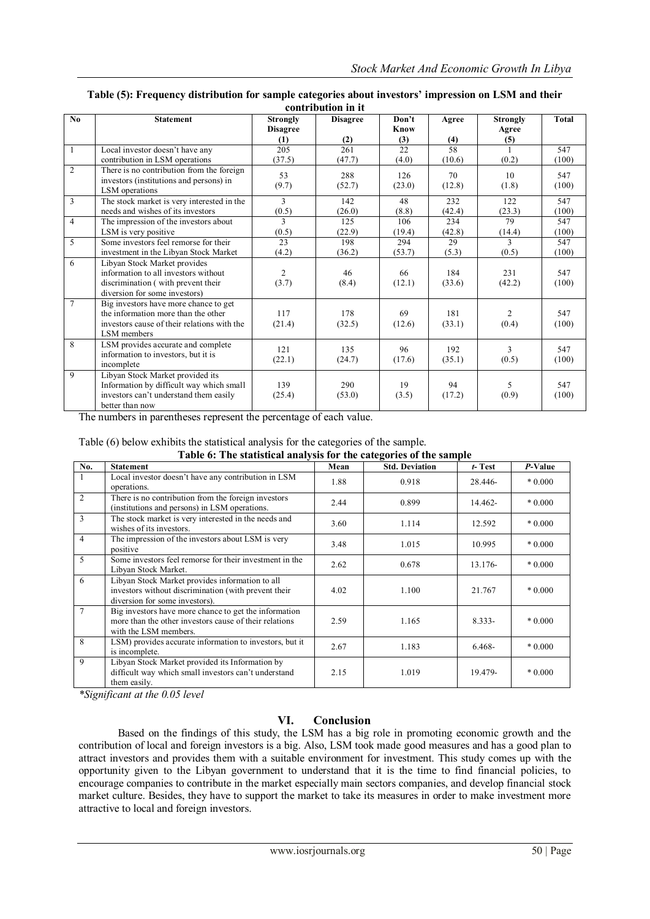**Table (5): Frequency distribution for sample categories about investors' impression on LSM and their contribution in it**

| No | Statement | Strongly Disagree (1) | Disagree (2) | Don't Know (3) | Agree (4) | Strongly Agree (5) | Total |
|---|---|---|---|---|---|---|---|
| 1 | Local investor doesn't have any contribution in LSM operations | 205 (37.5) | 261 (47.7) | 22 (4.0) | 58 (10.6) | 1 (0.2) | 547 (100) |
| 2 | There is no contribution from the foreign investors (institutions and persons) in LSM operations | 53 (9.7) | 288 (52.7) | 126 (23.0) | 70 (12.8) | 10 (1.8) | 547 (100) |
| 3 | The stock market is very interested in the needs and wishes of its investors | 3 (0.5) | 142 (26.0) | 48 (8.8) | 232 (42.4) | 122 (23.3) | 547 (100) |
| 4 | The impression of the investors about LSM is very positive | 3 (0.5) | 125 (22.9) | 106 (19.4) | 234 (42.8) | 79 (14.4) | 547 (100) |
| 5 | Some investors feel remorse for their investment in the Libyan Stock Market | 23 (4.2) | 198 (36.2) | 294 (53.7) | 29 (5.3) | 3 (0.5) | 547 (100) |
| 6 | Libyan Stock Market provides information to all investors without discrimination ( with prevent their diversion for some investors) | 2 (3.7) | 46 (8.4) | 66 (12.1) | 184 (33.6) | 231 (42.2) | 547 (100) |
| 7 | Big investors have more chance to get the information more than the other investors cause of their relations with the LSM members | 117 (21.4) | 178 (32.5) | 69 (12.6) | 181 (33.1) | 2 (0.4) | 547 (100) |
| 8 | LSM provides accurate and complete information to investors, but it is incomplete | 121 (22.1) | 135 (24.7) | 96 (17.6) | 192 (35.1) | 3 (0.5) | 547 (100) |
| 9 | Libyan Stock Market provided its Information by difficult way which small investors can't understand them easily better than now | 139 (25.4) | 290 (53.0) | 19 (3.5) | 94 (17.2) | 5 (0.9) | 547 (100) |

The numbers in parentheses represent the percentage of each value.

Table (6) below exhibits the statistical analysis for the categories of the sample.

**Table 6: The statistical analysis for the categories of the sample**

| No. | Statement | Mean | Std. Deviation | *t*- Test | *P*-Value |
|---|---|---|---|---|---|
| 1 | Local investor doesn't have any contribution in LSM operations. | 1.88 | 0.918 | 28.446- | * 0.000 |
| 2 | There is no contribution from the foreign investors (institutions and persons) in LSM operations. | 2.44 | 0.899 | 14.462- | * 0.000 |
| 3 | The stock market is very interested in the needs and wishes of its investors. | 3.60 | 1.114 | 12.592 | * 0.000 |
| 4 | The impression of the investors about LSM is very positive | 3.48 | 1.015 | 10.995 | * 0.000 |
| 5 | Some investors feel remorse for their investment in the Libyan Stock Market. | 2.62 | 0.678 | 13.176- | * 0.000 |
| 6 | Libyan Stock Market provides information to all investors without discrimination (with prevent their diversion for some investors). | 4.02 | 1.100 | 21.767 | * 0.000 |
| 7 | Big investors have more chance to get the information more than the other investors cause of their relations with the LSM members. | 2.59 | 1.165 | 8.333- | * 0.000 |
| 8 | LSM) provides accurate information to investors, but it is incomplete. | 2.67 | 1.183 | 6.468- | * 0.000 |
| 9 | Libyan Stock Market provided its Information by difficult way which small investors can't understand them easily. | 2.15 | 1.019 | 19.479- | * 0.000 |

*\*Significant at the 0.05 level*

## VI. Conclusion

Based on the findings of this study, the LSM has a big role in promoting economic growth and the contribution of local and foreign investors is a big. Also, LSM took made good measures and has a good plan to attract investors and provides them with a suitable environment for investment. This study comes up with the opportunity given to the Libyan government to understand that it is the time to find financial policies, to encourage companies to contribute in the market especially main sectors companies, and develop financial stock market culture. Besides, they have to support the market to take its measures in order to make investment more attractive to local and foreign investors.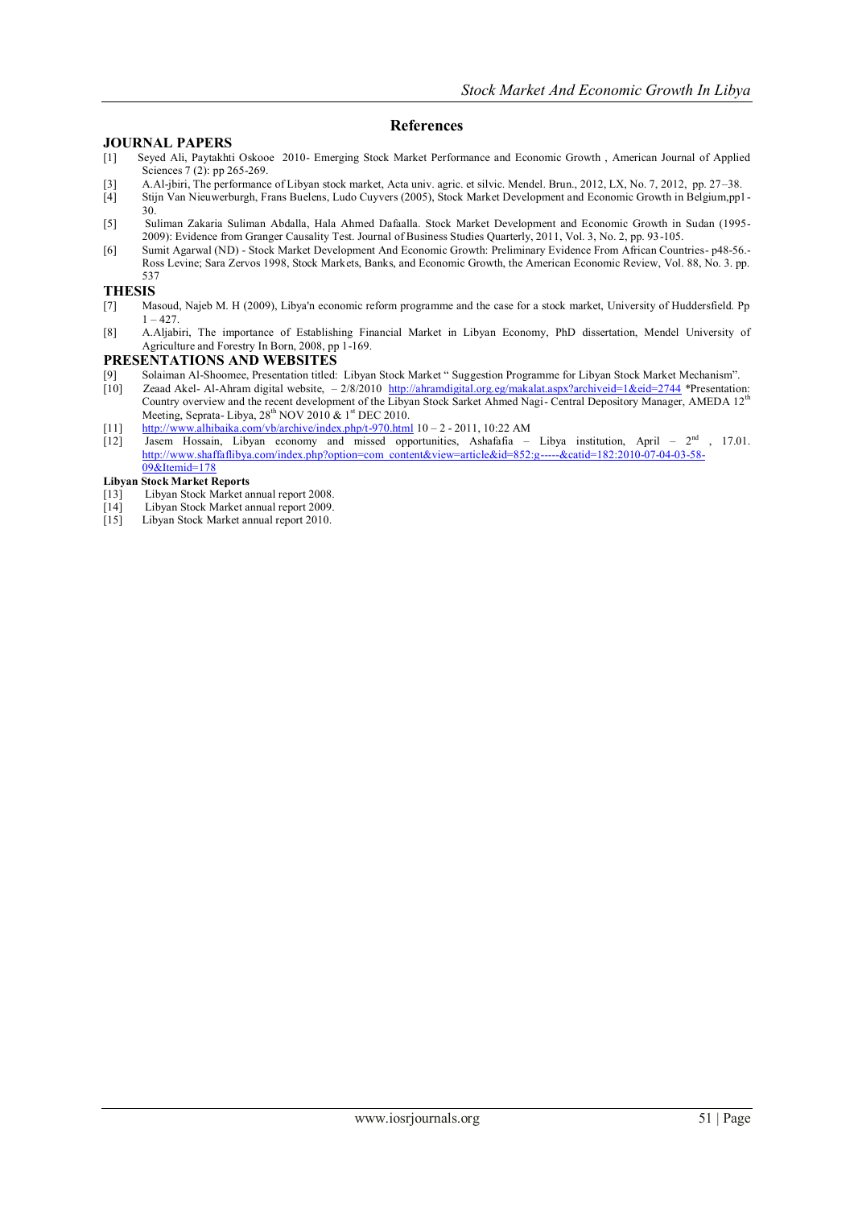## References

### JOURNAL PAPERS

[1] Seyed Ali, Paytakhti Oskooe 2010- Emerging Stock Market Performance and Economic Growth , American Journal of Applied Sciences 7 (2): pp 265-269.

[3] A.Al-jbiri, The performance of Libyan stock market, Acta univ. agric. et silvic. Mendel. Brun., 2012, LX, No. 7, 2012, pp. 27–38.

[4] Stijn Van Nieuwerburgh, Frans Buelens, Ludo Cuyvers (2005), Stock Market Development and Economic Growth in Belgium,pp1-30.

[5] Suliman Zakaria Suliman Abdalla, Hala Ahmed Dafaalla. Stock Market Development and Economic Growth in Sudan (1995-2009): Evidence from Granger Causality Test. Journal of Business Studies Quarterly, 2011, Vol. 3, No. 2, pp. 93-105.

[6] Sumit Agarwal (ND) - Stock Market Development And Economic Growth: Preliminary Evidence From African Countries- p48-56.- Ross Levine; Sara Zervos 1998, Stock Markets, Banks, and Economic Growth, the American Economic Review, Vol. 88, No. 3. pp. 537

### THESIS

[7] Masoud, Najeb M. H (2009), Libya'n economic reform programme and the case for a stock market, University of Huddersfield. Pp 1 – 427.

[8] A.Aljabiri, The importance of Establishing Financial Market in Libyan Economy, PhD dissertation, Mendel University of Agriculture and Forestry In Born, 2008, pp 1-169.

### PRESENTATIONS AND WEBSITES

[9] Solaiman Al-Shoomee, Presentation titled: Libyan Stock Market " Suggestion Programme for Libyan Stock Market Mechanism".

[10] Zeaad Akel- Al-Ahram digital website, – 2/8/2010 http://ahramdigital.org.eg/makalat.aspx?archiveid=1&eid=2744 *Presentation: Country overview and the recent development of the Libyan Stock Sarket Ahmed Nagi- Central Depository Manager, AMEDA 12th Meeting, Seprata- Libya, 28th NOV 2010 & 1st DEC 2010.

[11] http://www.alhibaika.com/vb/archive/index.php/t-970.html 10 – 2 - 2011, 10:22 AM

[12] Jasem Hossain, Libyan economy and missed opportunities, Ashafafia – Libya institution, April – 2nd , 17.01. http://www.shaffaflibya.com/index.php?option=com_content&view=article&id=852:g-----&catid=182:2010-07-04-03-58-09&Itemid=178

#### Libyan Stock Market Reports

[13] Libyan Stock Market annual report 2008.

[14] Libyan Stock Market annual report 2009.

[15] Libyan Stock Market annual report 2010.